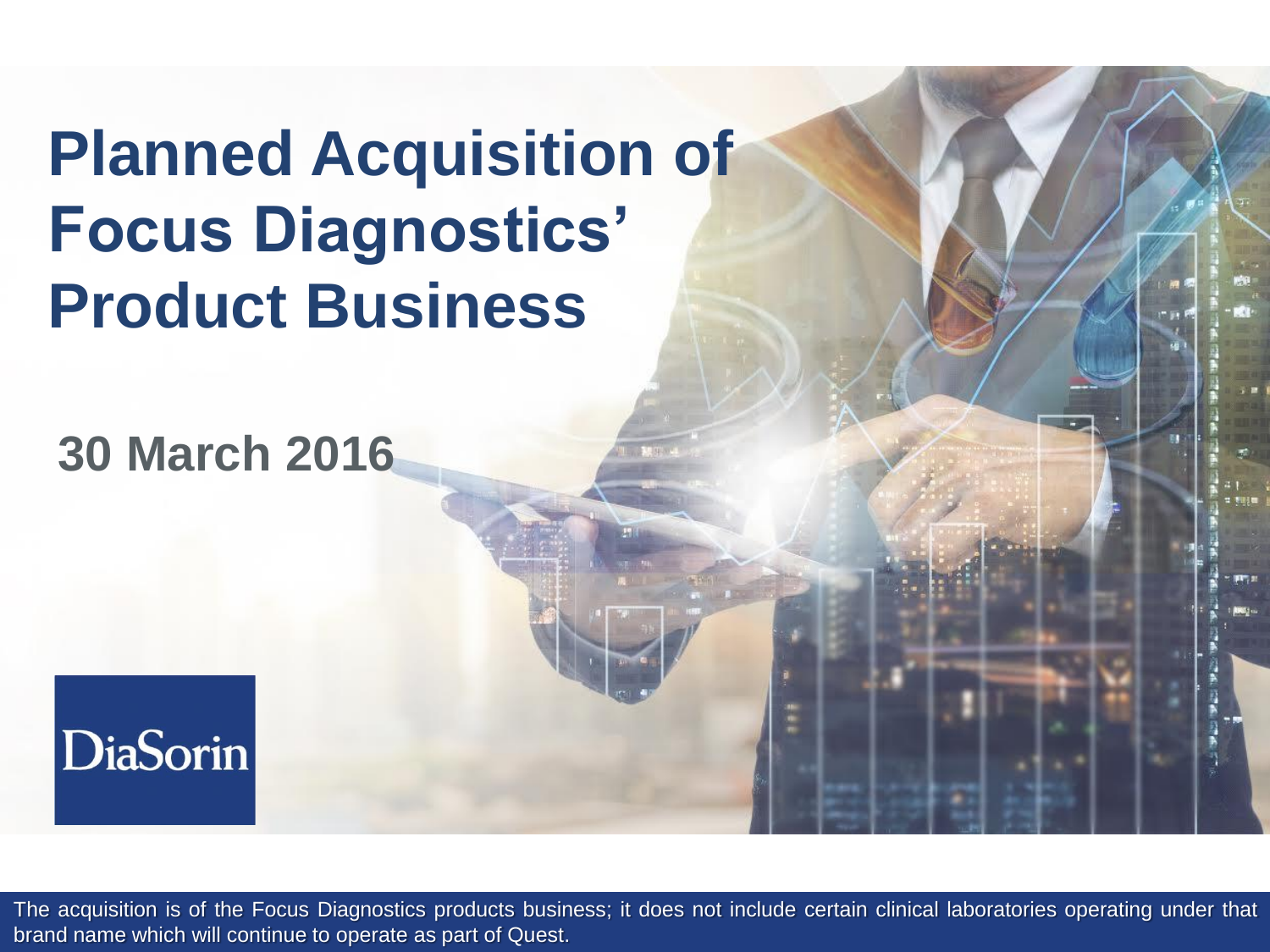# Planned Acquisition of Focus Diagnostics' Product Business

**30 March 2016**

DiaSorin

The acquisition is of the Focus Diagnostics products business; it does not include certain clinical laboratories operating under that brand name which will continue to operate as part of Quest.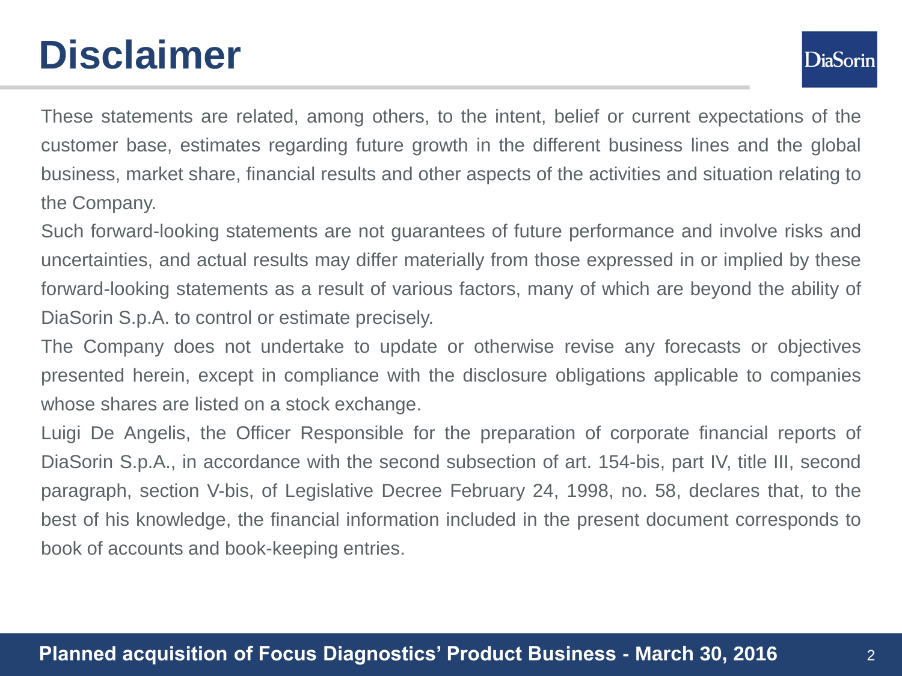# Disclaimer

These statements are related, among others, to the intent, belief or current expectations of the customer base, estimates regarding future growth in the different business lines and the global business, market share, financial results and other aspects of the activities and situation relating to the Company.

Such forward-looking statements are not guarantees of future performance and involve risks and uncertainties, and actual results may differ materially from those expressed in or implied by these forward-looking statements as a result of various factors, many of which are beyond the ability of DiaSorin S.p.A. to control or estimate precisely.

The Company does not undertake to update or otherwise revise any forecasts or objectives presented herein, except in compliance with the disclosure obligations applicable to companies whose shares are listed on a stock exchange.

Luigi De Angelis, the Officer Responsible for the preparation of corporate financial reports of DiaSorin S.p.A., in accordance with the second subsection of art. 154-bis, part IV, title III, second paragraph, section V-bis, of Legislative Decree February 24, 1998, no. 58, declares that, to the best of his knowledge, the financial information included in the present document corresponds to book of accounts and book-keeping entries.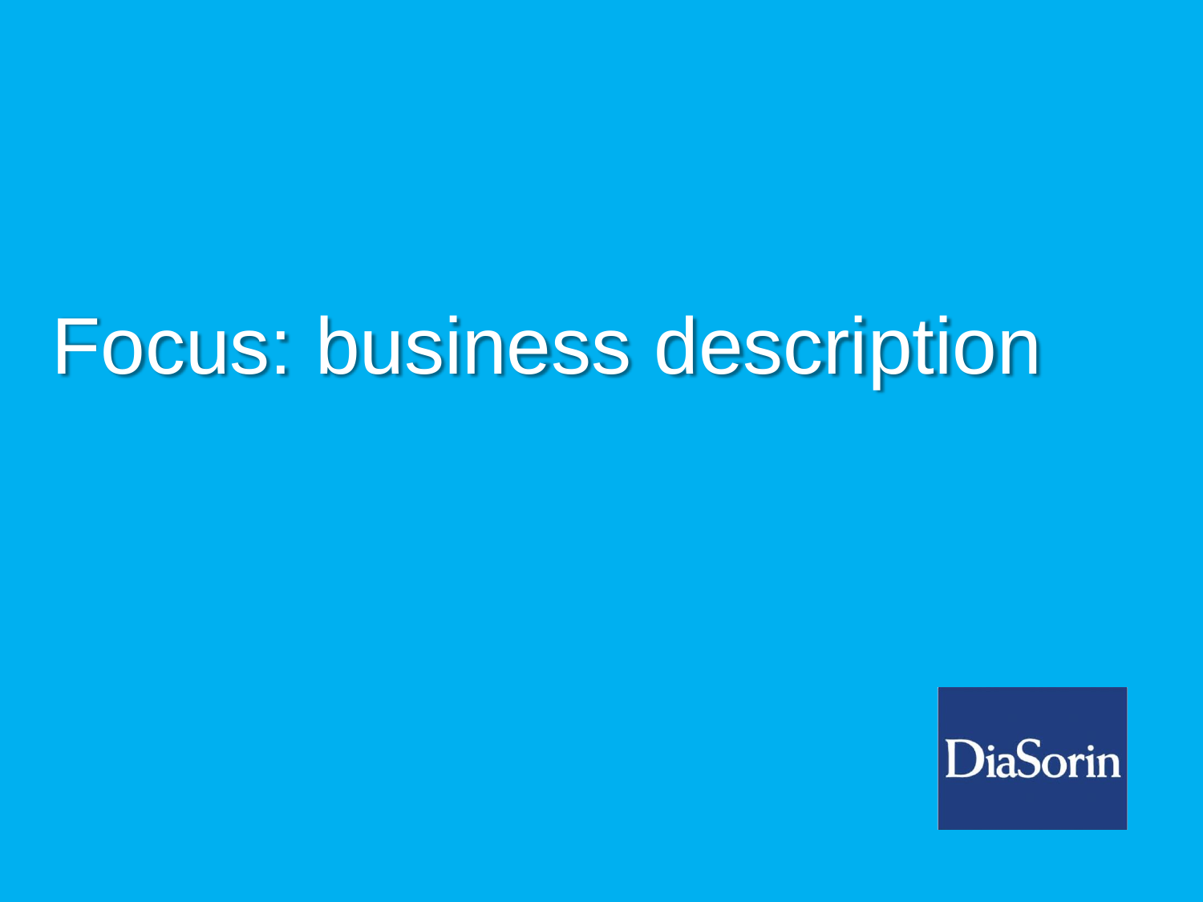# Focus: business description

DiaSorin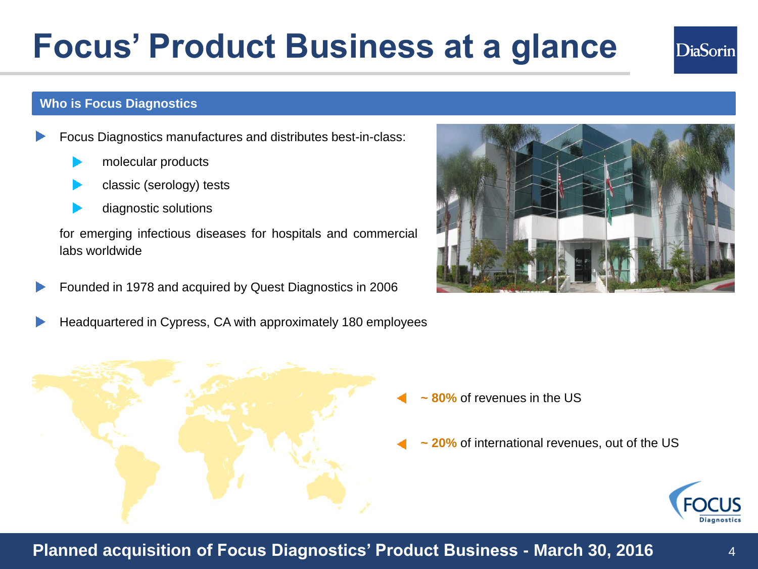# Focus' Product Business at a glance

## Who is Focus Diagnostics

- Focus Diagnostics manufactures and distributes best-in-class:
  - molecular products
  - classic (serology) tests
  - diagnostic solutions

  for emerging infectious diseases for hospitals and commercial labs worldwide

- Founded in 1978 and acquired by Quest Diagnostics in 2006

- Headquartered in Cypress, CA with approximately 180 employees

- **~ 80%** of revenues in the US
- **~ 20%** of international revenues, out of the US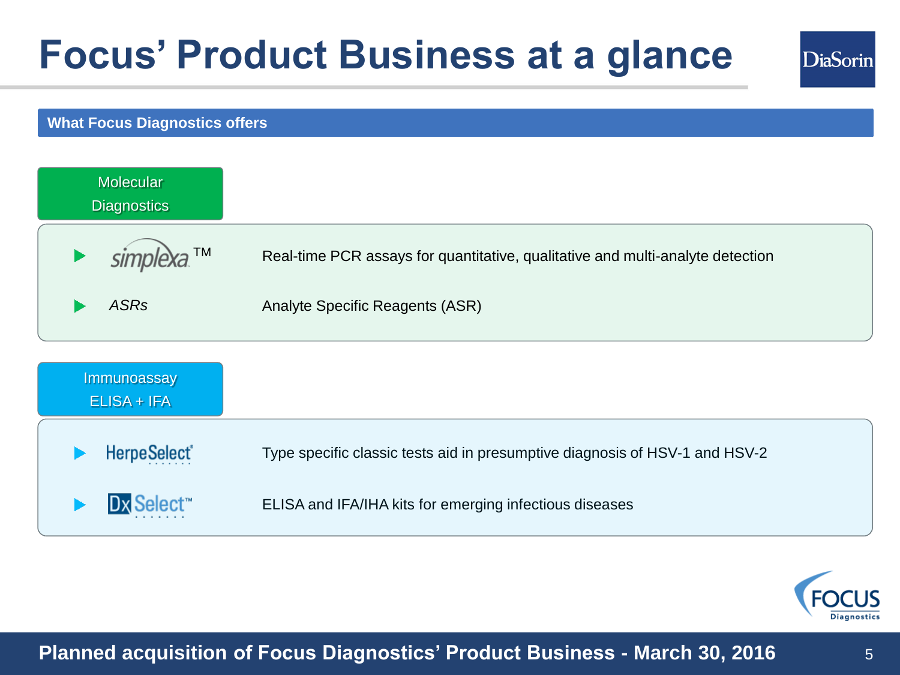# Focus' Product Business at a glance

## What Focus Diagnostics offers

### Molecular Diagnostics

- **simplexa™** — Real-time PCR assays for quantitative, qualitative and multi-analyte detection
- *ASRs* — Analyte Specific Reagents (ASR)

### Immunoassay ELISA + IFA

- **HerpeSelect®** — Type specific classic tests aid in presumptive diagnosis of HSV-1 and HSV-2
- **DxSelect™** — ELISA and IFA/IHA kits for emerging infectious diseases

Planned acquisition of Focus Diagnostics' Product Business - March 30, 2016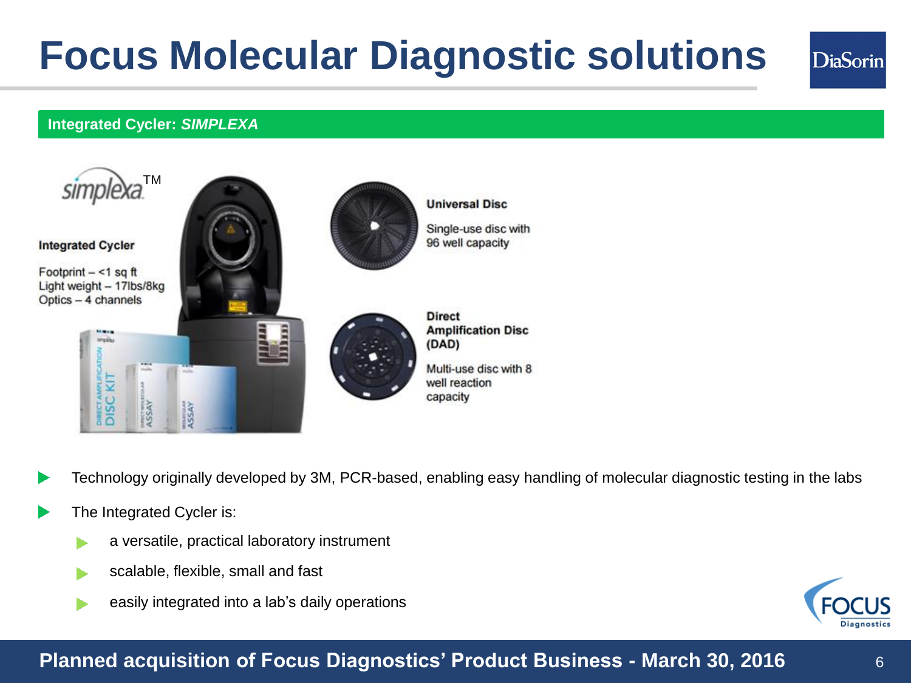# Focus Molecular Diagnostic solutions

## Integrated Cycler: *SIMPLEXA*

simplexa™

**Integrated Cycler**

Footprint – <1 sq ft
Light weight – 17lbs/8kg
Optics – 4 channels

**Universal Disc**

Single-use disc with 96 well capacity

**Direct Amplification Disc (DAD)**

Multi-use disc with 8 well reaction capacity

- Technology originally developed by 3M, PCR-based, enabling easy handling of molecular diagnostic testing in the labs
- The Integrated Cycler is:
  - a versatile, practical laboratory instrument
  - scalable, flexible, small and fast
  - easily integrated into a lab's daily operations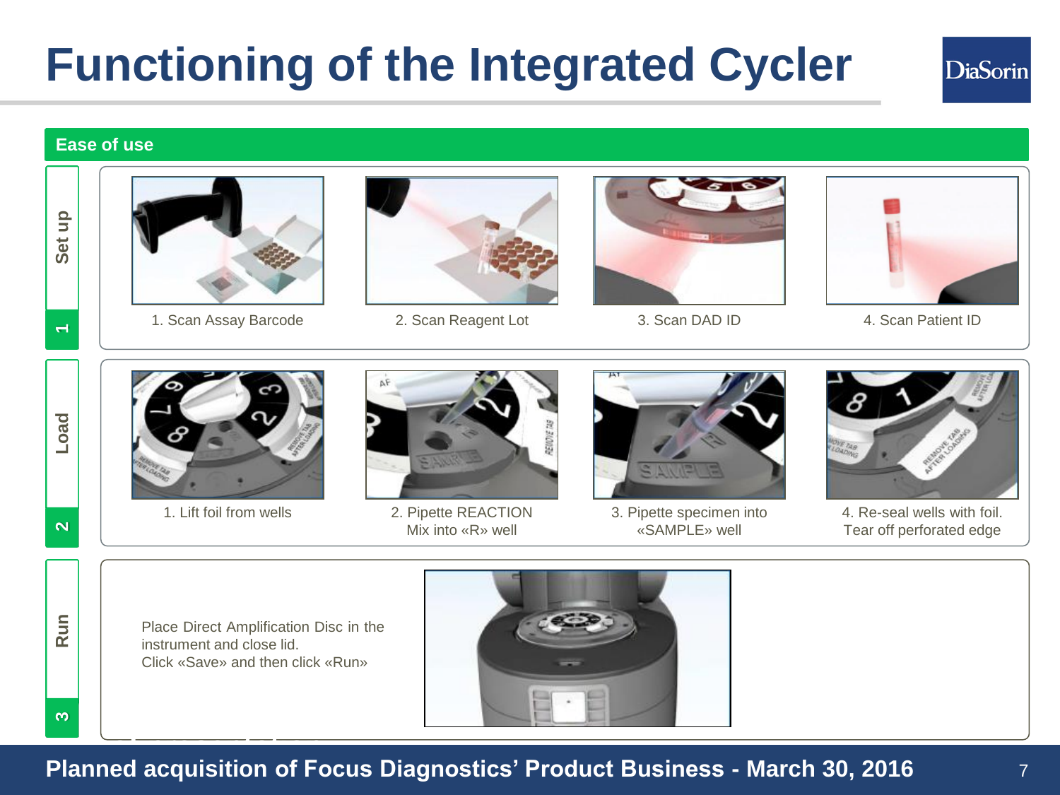# Functioning of the Integrated Cycler

## Ease of use

### 1 Set up

1. Scan Assay Barcode
2. Scan Reagent Lot
3. Scan DAD ID
4. Scan Patient ID

### 2 Load

1. Lift foil from wells
2. Pipette REACTION Mix into «R» well
3. Pipette specimen into «SAMPLE» well
4. Re-seal wells with foil. Tear off perforated edge

### 3 Run

Place Direct Amplification Disc in the instrument and close lid.
Click «Save» and then click «Run»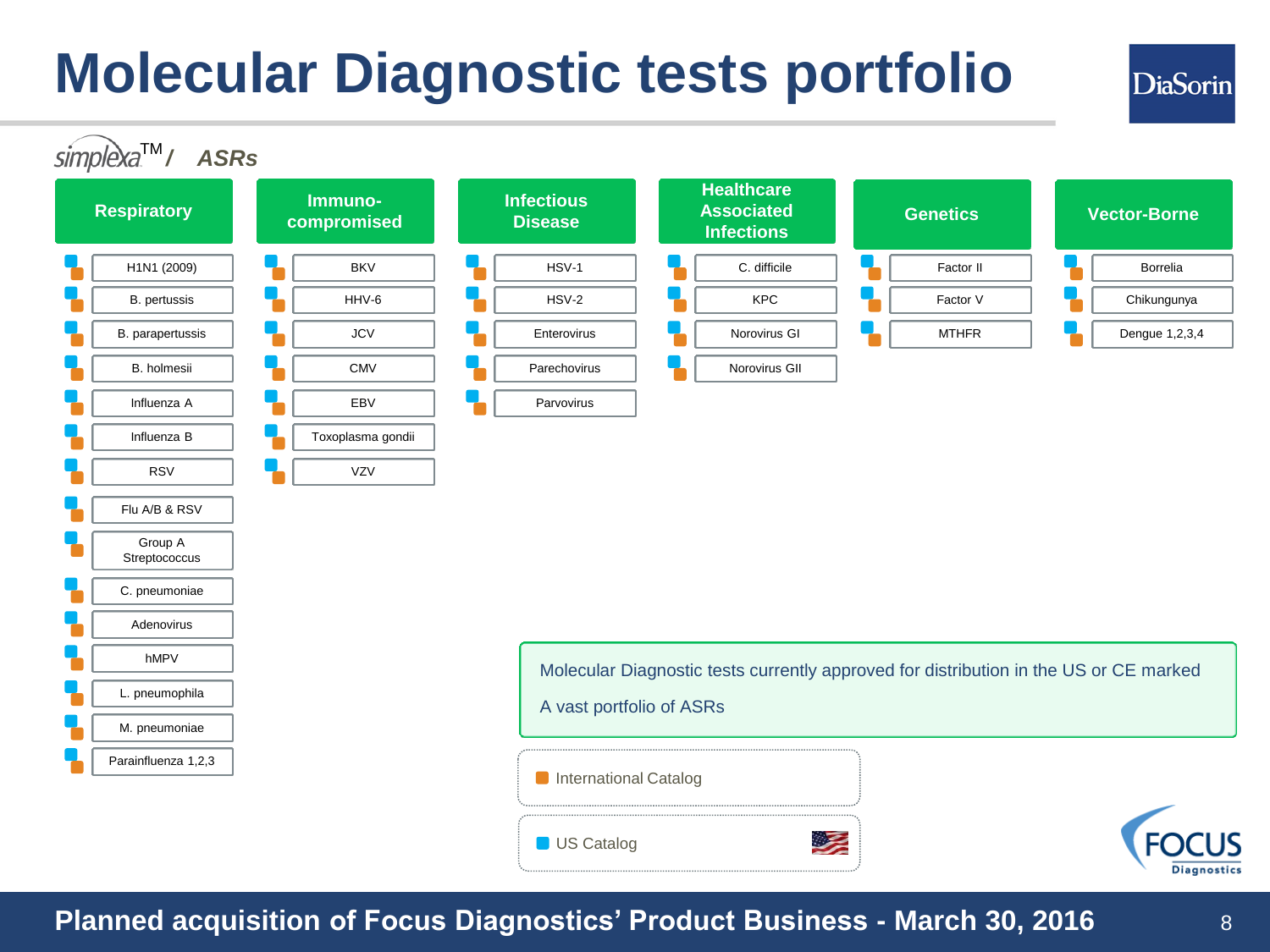# Molecular Diagnostic tests portfolio

simplexa™ / **ASRs**

| Respiratory | Immuno-compromised | Infectious Disease | Healthcare Associated Infections | Genetics | Vector-Borne |
|---|---|---|---|---|---|
| H1N1 (2009) | BKV | HSV-1 | C. difficile | Factor II | Borrelia |
| B. pertussis | HHV-6 | HSV-2 | KPC | Factor V | Chikungunya |
| B. parapertussis | JCV | Enterovirus | Norovirus GI | MTHFR | Dengue 1,2,3,4 |
| B. holmesii | CMV | Parechovirus | Norovirus GII | | |
| Influenza A | EBV | Parvovirus | | | |
| Influenza B | Toxoplasma gondii | | | | |
| RSV | VZV | | | | |
| Flu A/B & RSV | | | | | |
| Group A Streptococcus | | | | | |
| C. pneumoniae | | | | | |
| Adenovirus | | | | | |
| hMPV | | | | | |
| L. pneumophila | | | | | |
| M. pneumoniae | | | | | |
| Parainfluenza 1,2,3 | | | | | |

Molecular Diagnostic tests currently approved for distribution in the US or CE marked

A vast portfolio of ASRs

- International Catalog
- US Catalog

**Planned acquisition of Focus Diagnostics' Product Business - March 30, 2016**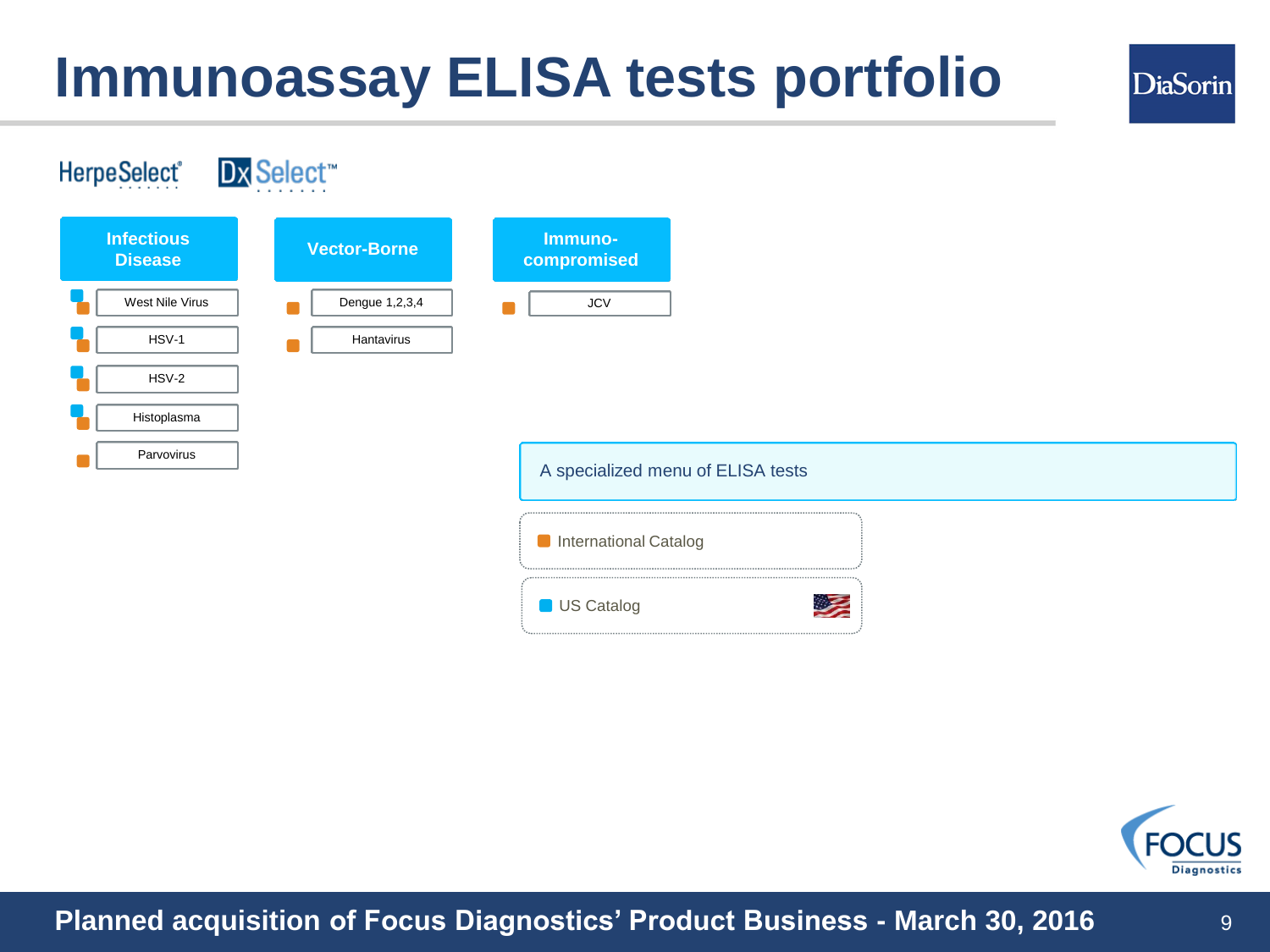# Immunoassay ELISA tests portfolio

HerpeSelect® DxSelect™

| Infectious Disease | Vector-Borne | Immuno-compromised |
|---|---|---|
| West Nile Virus (US Catalog, International Catalog) | Dengue 1,2,3,4 (International Catalog) | JCV (International Catalog) |
| HSV-1 (US Catalog, International Catalog) | Hantavirus (International Catalog) | |
| HSV-2 (US Catalog, International Catalog) | | |
| Histoplasma (US Catalog, International Catalog) | | |
| Parvovirus (International Catalog) | | |

A specialized menu of ELISA tests

- International Catalog
- US Catalog

Planned acquisition of Focus Diagnostics' Product Business - March 30, 2016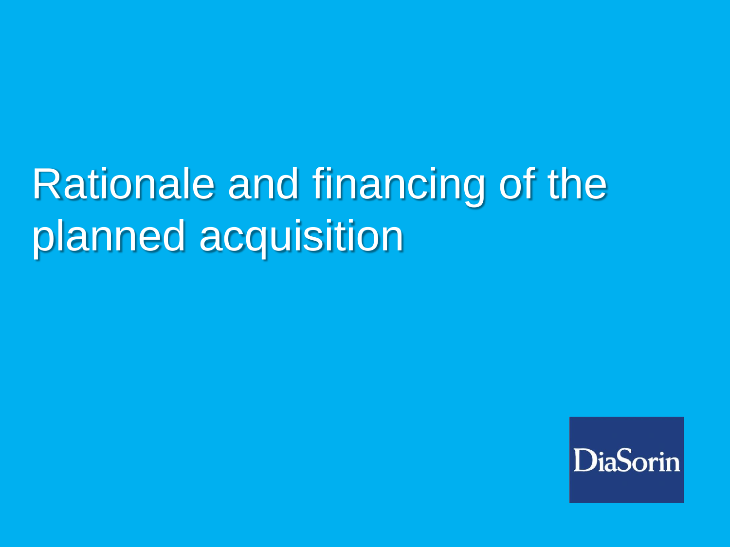# Rationale and financing of the planned acquisition

DiaSorin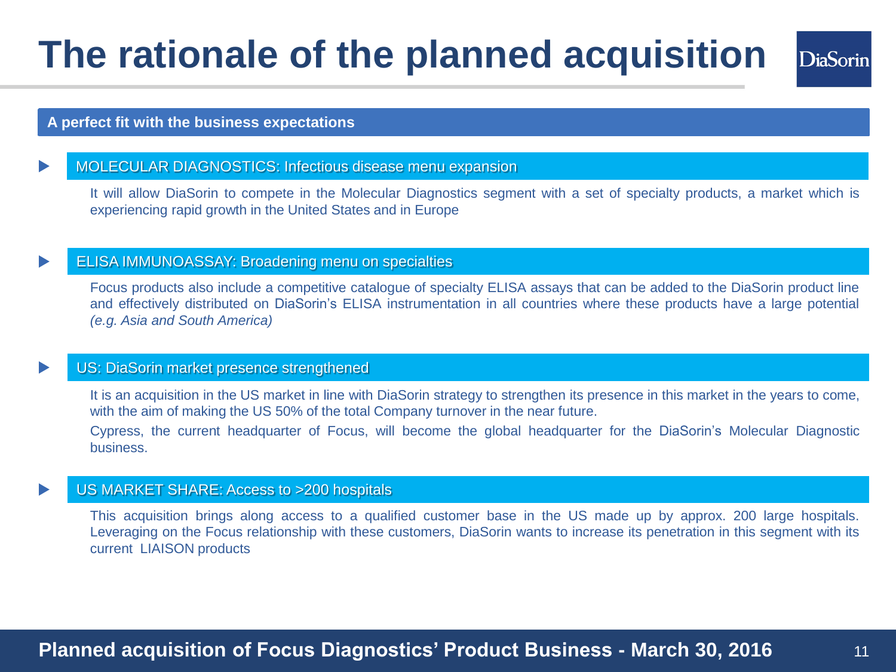# The rationale of the planned acquisition

## A perfect fit with the business expectations

### MOLECULAR DIAGNOSTICS: Infectious disease menu expansion

It will allow DiaSorin to compete in the Molecular Diagnostics segment with a set of specialty products, a market which is experiencing rapid growth in the United States and in Europe

### ELISA IMMUNOASSAY: Broadening menu on specialties

Focus products also include a competitive catalogue of specialty ELISA assays that can be added to the DiaSorin product line and effectively distributed on DiaSorin's ELISA instrumentation in all countries where these products have a large potential *(e.g. Asia and South America)*

### US: DiaSorin market presence strengthened

It is an acquisition in the US market in line with DiaSorin strategy to strengthen its presence in this market in the years to come, with the aim of making the US 50% of the total Company turnover in the near future.

Cypress, the current headquarter of Focus, will become the global headquarter for the DiaSorin's Molecular Diagnostic business.

### US MARKET SHARE: Access to >200 hospitals

This acquisition brings along access to a qualified customer base in the US made up by approx. 200 large hospitals. Leveraging on the Focus relationship with these customers, DiaSorin wants to increase its penetration in this segment with its current LIAISON products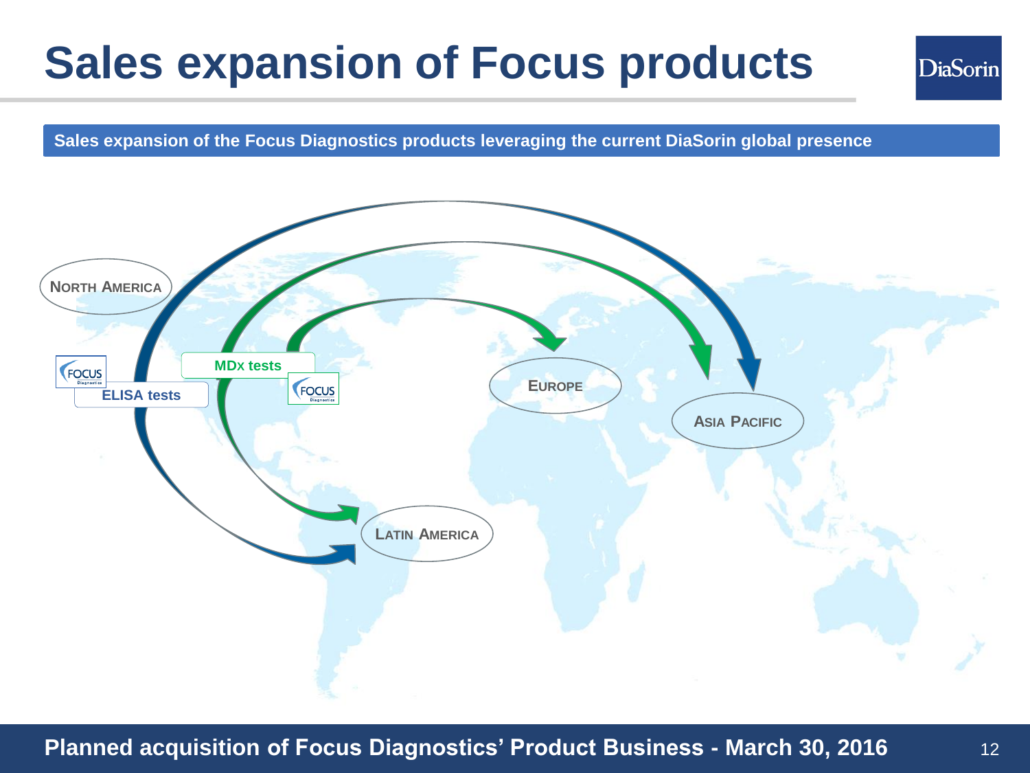# Sales expansion of Focus products

**Sales expansion of the Focus Diagnostics products leveraging the current DiaSorin global presence**

NORTH AMERICA

ELISA tests

MDx tests

EUROPE

ASIA PACIFIC

LATIN AMERICA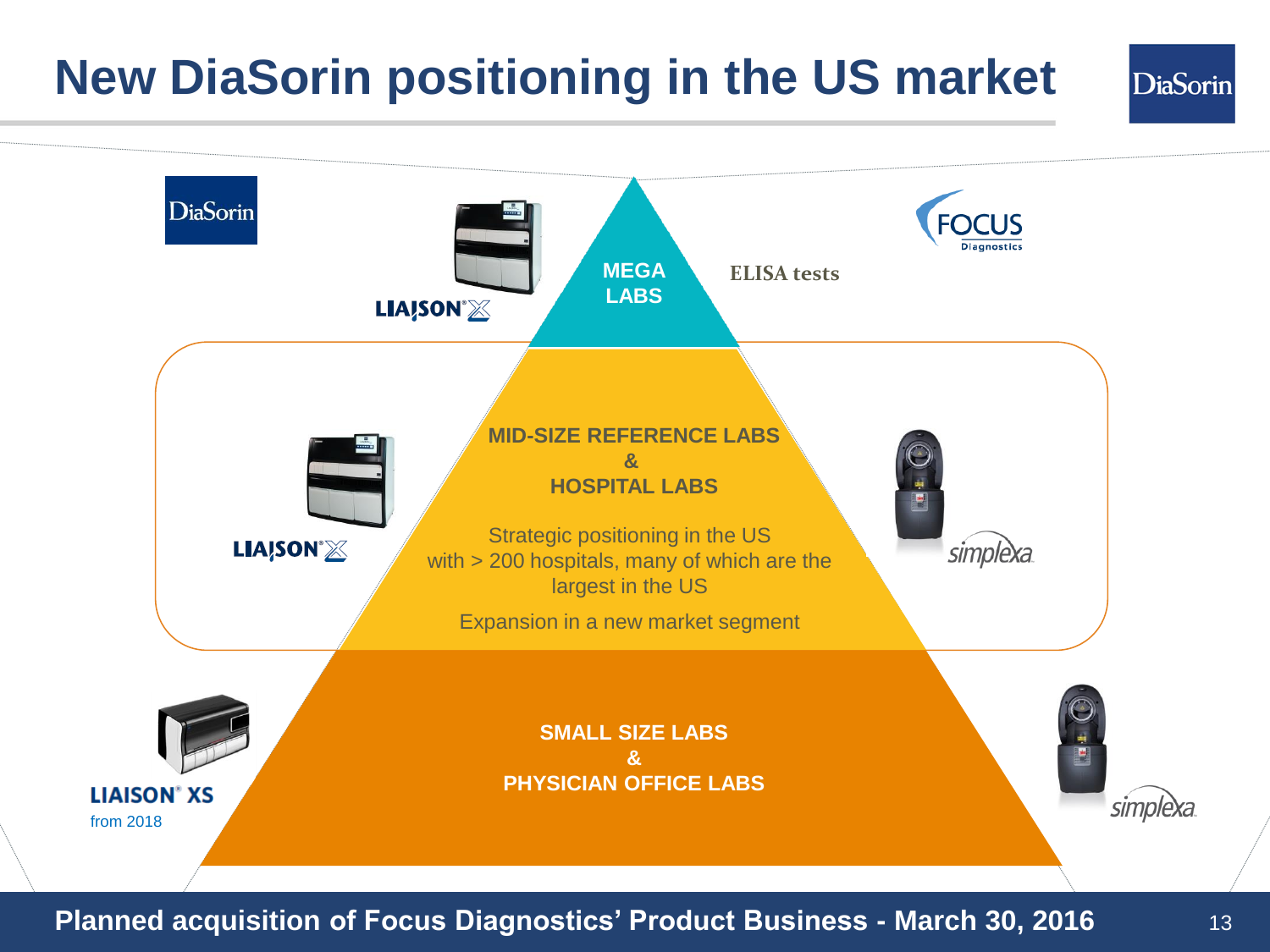# New DiaSorin positioning in the US market

DiaSorin

FOCUS Diagnostics

LIAISON XL

**MEGA LABS**

ELISA tests

LIAISON XL

**MID-SIZE REFERENCE LABS & HOSPITAL LABS**

Strategic positioning in the US with > 200 hospitals, many of which are the largest in the US

Expansion in a new market segment

simplexa

LIAISON XS from 2018

**SMALL SIZE LABS & PHYSICIAN OFFICE LABS**

simplexa

**Planned acquisition of Focus Diagnostics' Product Business - March 30, 2016**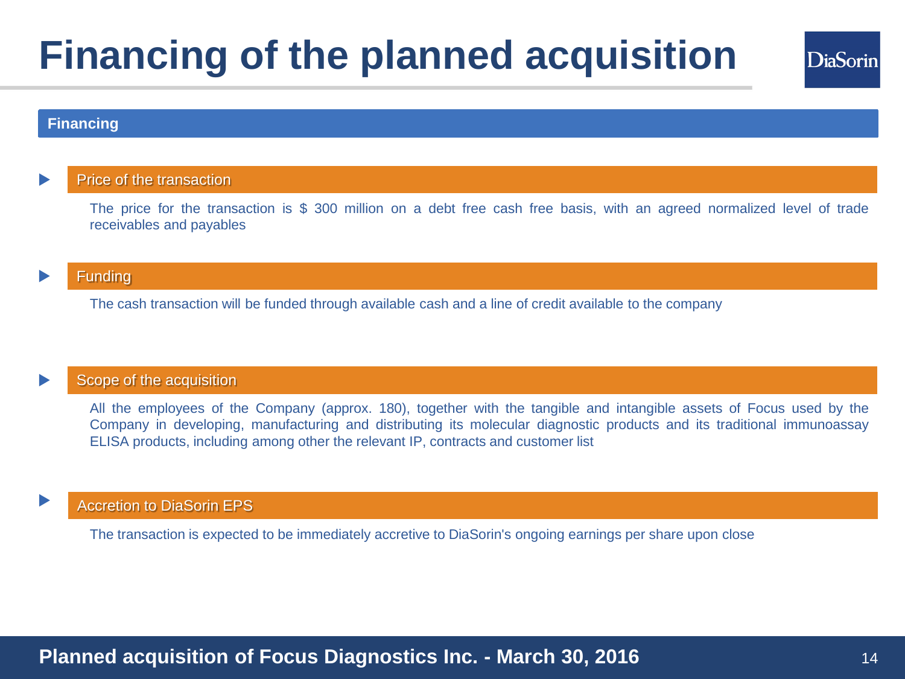# Financing of the planned acquisition

## Financing

### Price of the transaction

The price for the transaction is $ 300 million on a debt free cash free basis, with an agreed normalized level of trade receivables and payables

### Funding

The cash transaction will be funded through available cash and a line of credit available to the company

### Scope of the acquisition

All the employees of the Company (approx. 180), together with the tangible and intangible assets of Focus used by the Company in developing, manufacturing and distributing its molecular diagnostic products and its traditional immunoassay ELISA products, including among other the relevant IP, contracts and customer list

### Accretion to DiaSorin EPS

The transaction is expected to be immediately accretive to DiaSorin's ongoing earnings per share upon close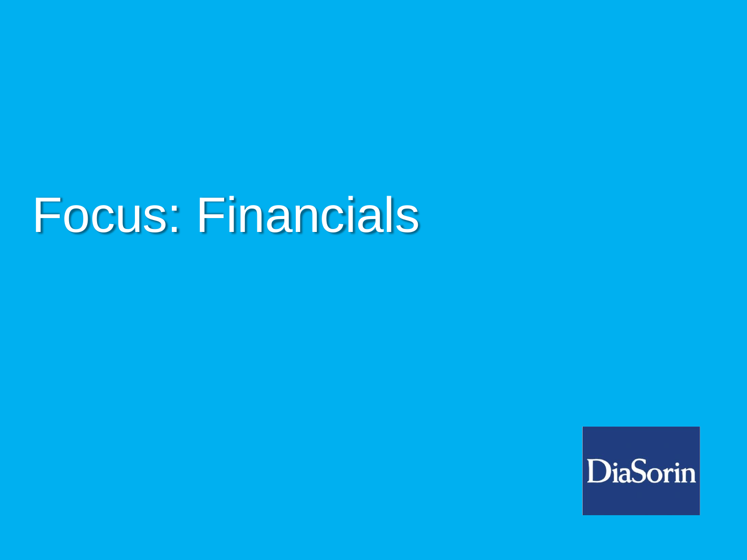# Focus: Financials

DiaSorin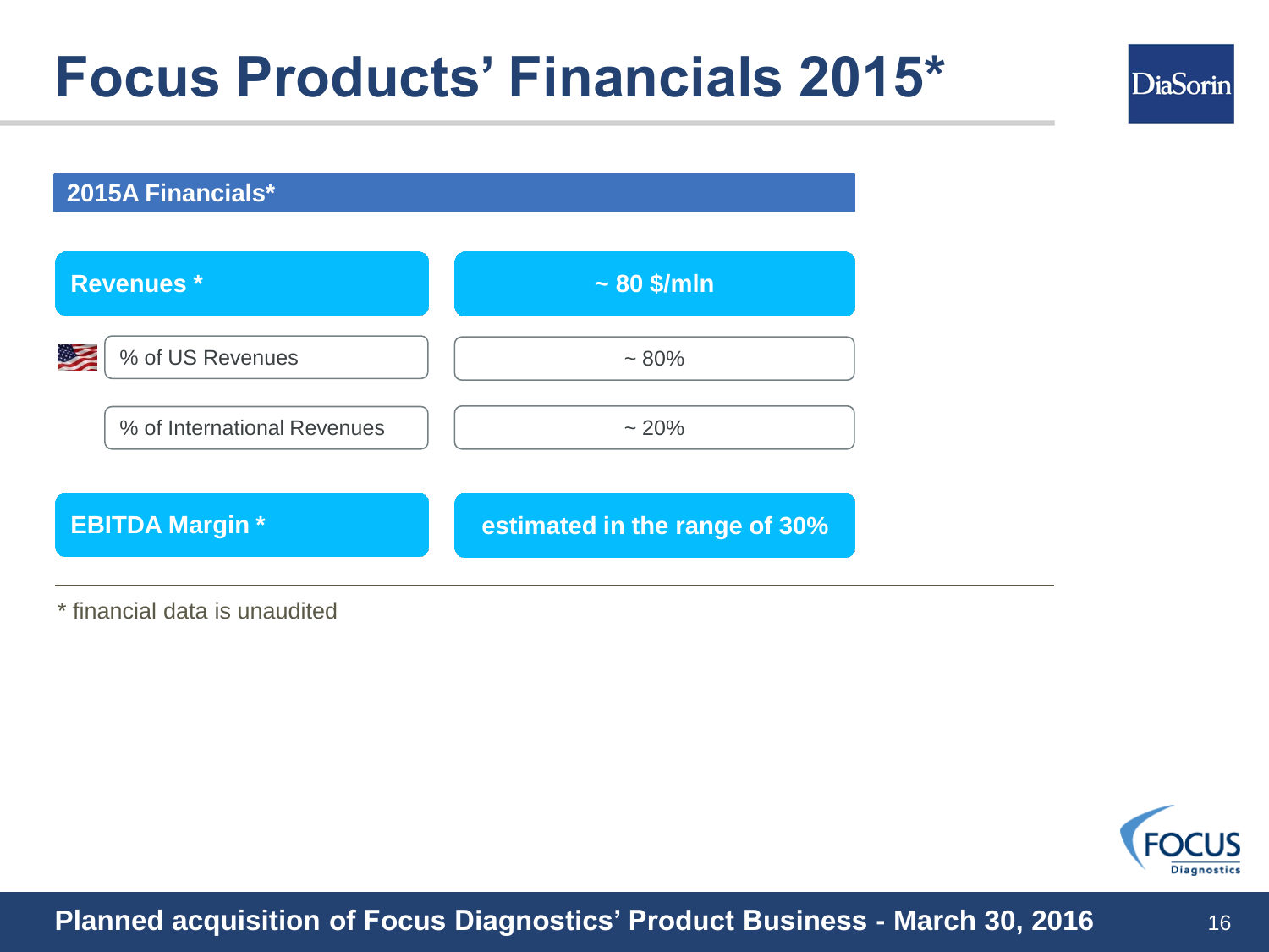# Focus Products' Financials 2015*

## 2015A Financials*

| | |
|---|---|
| **Revenues *** | **~ 80 $/mln** |
| % of US Revenues | ~ 80% |
| % of International Revenues | ~ 20% |
| **EBITDA Margin *** | **estimated in the range of 30%** |

* financial data is unaudited

**Planned acquisition of Focus Diagnostics' Product Business - March 30, 2016**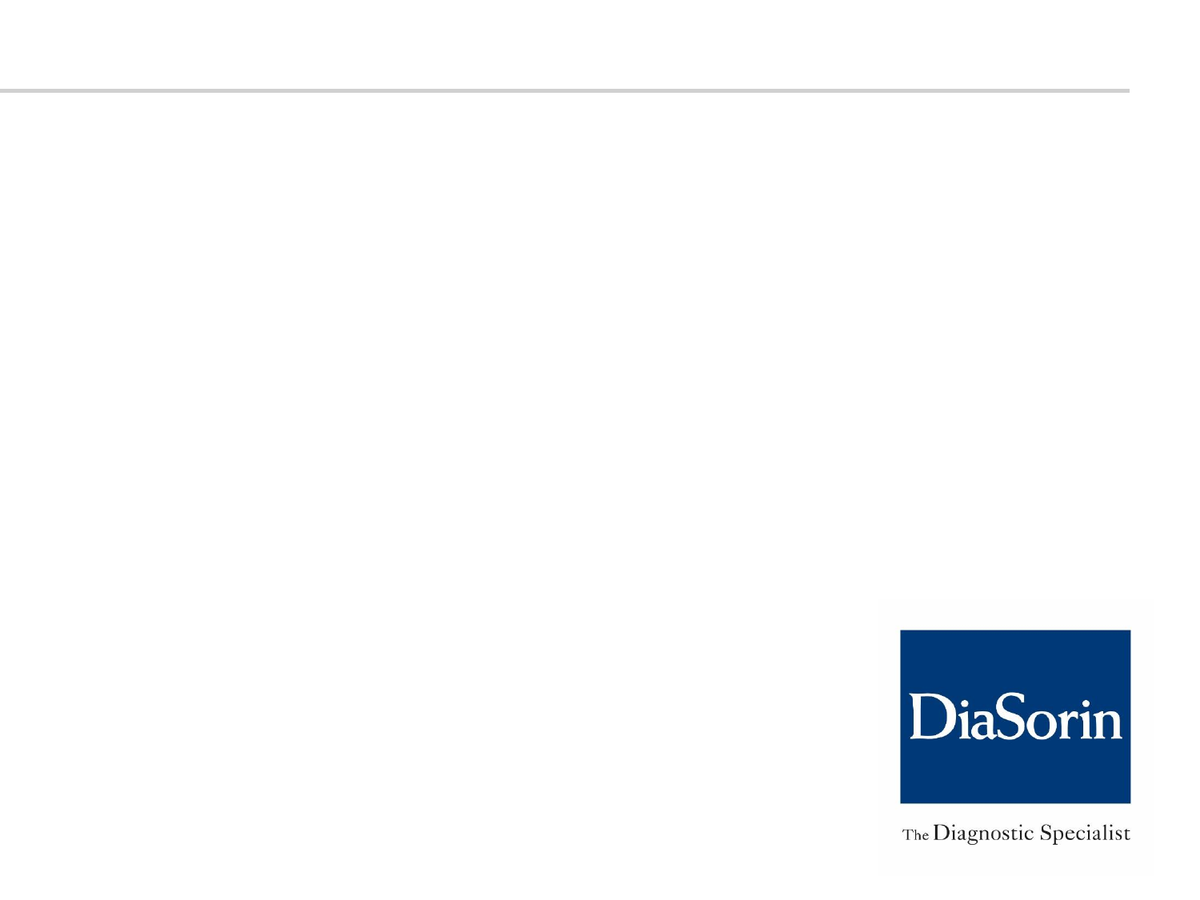DiaSorin

The Diagnostic Specialist